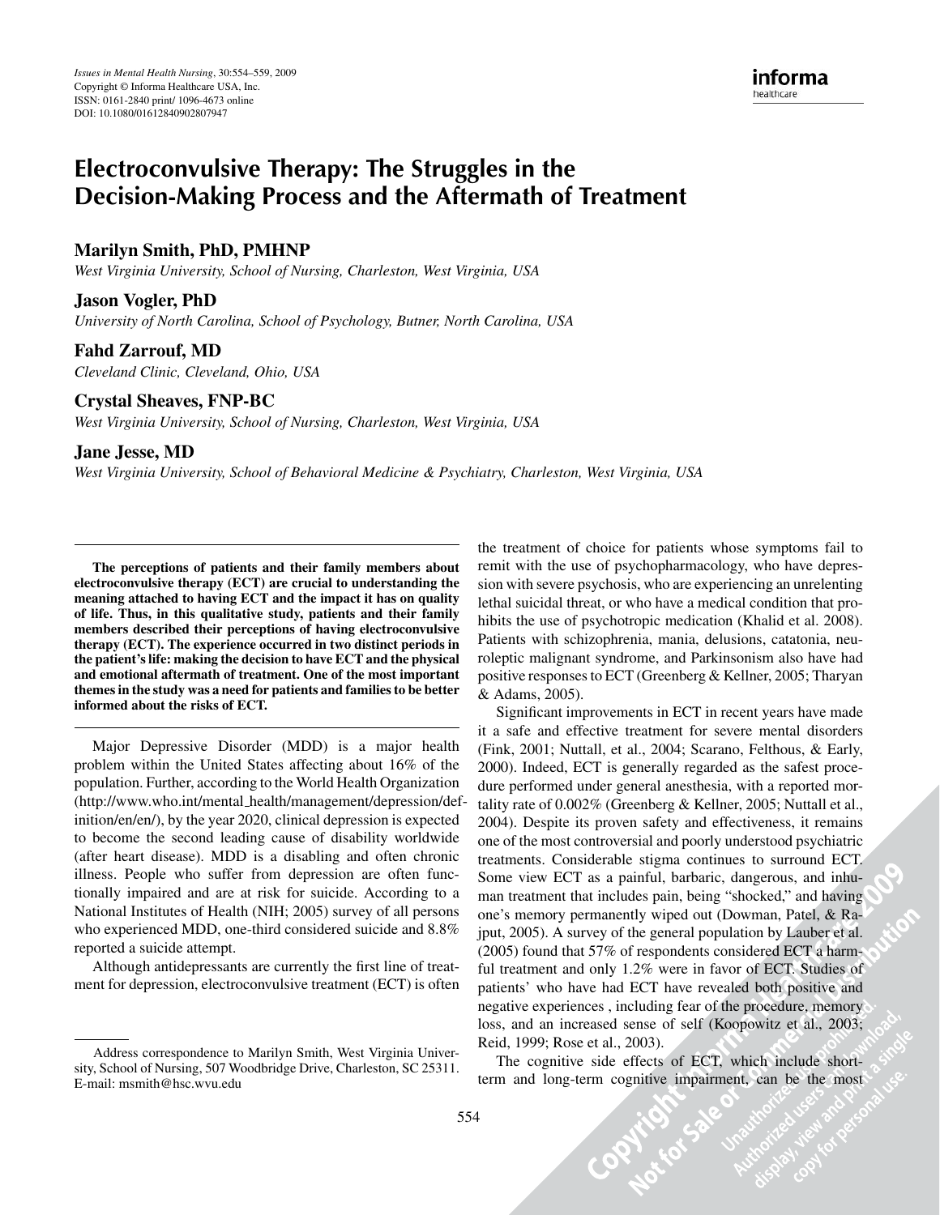# Electroconvulsive Therapy: The Struggles in the Decision-Making Process and the Aftermath of Treatment

**Marilyn Smith, PhD, PMHNP**
*West Virginia University, School of Nursing, Charleston, West Virginia, USA*

**Jason Vogler, PhD**
*University of North Carolina, School of Psychology, Butner, North Carolina, USA*

**Fahd Zarrouf, MD**
*Cleveland Clinic, Cleveland, Ohio, USA*

**Crystal Sheaves, FNP-BC**
*West Virginia University, School of Nursing, Charleston, West Virginia, USA*

**Jane Jesse, MD**
*West Virginia University, School of Behavioral Medicine & Psychiatry, Charleston, West Virginia, USA*

**The perceptions of patients and their family members about electroconvulsive therapy (ECT) are crucial to understanding the meaning attached to having ECT and the impact it has on quality of life. Thus, in this qualitative study, patients and their family members described their perceptions of having electroconvulsive therapy (ECT). The experience occurred in two distinct periods in the patient's life: making the decision to have ECT and the physical and emotional aftermath of treatment. One of the most important themes in the study was a need for patients and families to be better informed about the risks of ECT.**

Major Depressive Disorder (MDD) is a major health problem within the United States affecting about 16% of the population. Further, according to the World Health Organization (http://www.who.int/mental_health/management/depression/definition/en/en/), by the year 2020, clinical depression is expected to become the second leading cause of disability worldwide (after heart disease). MDD is a disabling and often chronic illness. People who suffer from depression are often functionally impaired and are at risk for suicide. According to a National Institutes of Health (NIH; 2005) survey of all persons who experienced MDD, one-third considered suicide and 8.8% reported a suicide attempt.

Although antidepressants are currently the first line of treatment for depression, electroconvulsive treatment (ECT) is often the treatment of choice for patients whose symptoms fail to remit with the use of psychopharmacology, who have depression with severe psychosis, who are experiencing an unrelenting lethal suicidal threat, or who have a medical condition that prohibits the use of psychotropic medication (Khalid et al. 2008). Patients with schizophrenia, mania, delusions, catatonia, neuroleptic malignant syndrome, and Parkinsonism also have had positive responses to ECT (Greenberg & Kellner, 2005; Tharyan & Adams, 2005).

Significant improvements in ECT in recent years have made it a safe and effective treatment for severe mental disorders (Fink, 2001; Nuttall, et al., 2004; Scarano, Felthous, & Early, 2000). Indeed, ECT is generally regarded as the safest procedure performed under general anesthesia, with a reported mortality rate of 0.002% (Greenberg & Kellner, 2005; Nuttall et al., 2004). Despite its proven safety and effectiveness, it remains one of the most controversial and poorly understood psychiatric treatments. Considerable stigma continues to surround ECT. Some view ECT as a painful, barbaric, dangerous, and inhuman treatment that includes pain, being "shocked," and having one's memory permanently wiped out (Dowman, Patel, & Rajput, 2005). A survey of the general population by Lauber et al. (2005) found that 57% of respondents considered ECT a harmful treatment and only 1.2% were in favor of ECT. Studies of patients' who have had ECT have revealed both positive and negative experiences , including fear of the procedure, memory loss, and an increased sense of self (Koopowitz et al., 2003; Reid, 1999; Rose et al., 2003).

The cognitive side effects of ECT, which include short-term and long-term cognitive impairment, can be the most

---

Address correspondence to Marilyn Smith, West Virginia University, School of Nursing, 507 Woodbridge Drive, Charleston, SC 25311. E-mail: msmith@hsc.wvu.edu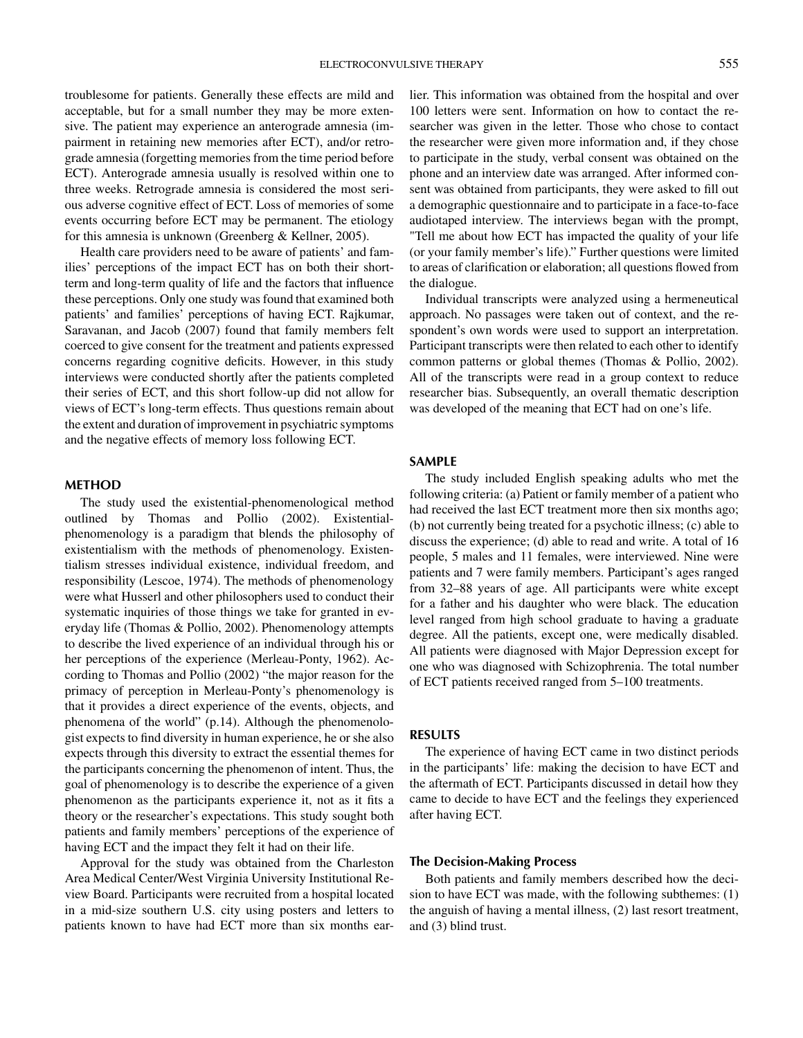troublesome for patients. Generally these effects are mild and acceptable, but for a small number they may be more extensive. The patient may experience an anterograde amnesia (impairment in retaining new memories after ECT), and/or retrograde amnesia (forgetting memories from the time period before ECT). Anterograde amnesia usually is resolved within one to three weeks. Retrograde amnesia is considered the most serious adverse cognitive effect of ECT. Loss of memories of some events occurring before ECT may be permanent. The etiology for this amnesia is unknown (Greenberg & Kellner, 2005).

Health care providers need to be aware of patients' and families' perceptions of the impact ECT has on both their short-term and long-term quality of life and the factors that influence these perceptions. Only one study was found that examined both patients' and families' perceptions of having ECT. Rajkumar, Saravanan, and Jacob (2007) found that family members felt coerced to give consent for the treatment and patients expressed concerns regarding cognitive deficits. However, in this study interviews were conducted shortly after the patients completed their series of ECT, and this short follow-up did not allow for views of ECT's long-term effects. Thus questions remain about the extent and duration of improvement in psychiatric symptoms and the negative effects of memory loss following ECT.

## METHOD

The study used the existential-phenomenological method outlined by Thomas and Pollio (2002). Existential-phenomenology is a paradigm that blends the philosophy of existentialism with the methods of phenomenology. Existentialism stresses individual existence, individual freedom, and responsibility (Lescoe, 1974). The methods of phenomenology were what Husserl and other philosophers used to conduct their systematic inquiries of those things we take for granted in everyday life (Thomas & Pollio, 2002). Phenomenology attempts to describe the lived experience of an individual through his or her perceptions of the experience (Merleau-Ponty, 1962). According to Thomas and Pollio (2002) "the major reason for the primacy of perception in Merleau-Ponty's phenomenology is that it provides a direct experience of the events, objects, and phenomena of the world" (p.14). Although the phenomenologist expects to find diversity in human experience, he or she also expects through this diversity to extract the essential themes for the participants concerning the phenomenon of intent. Thus, the goal of phenomenology is to describe the experience of a given phenomenon as the participants experience it, not as it fits a theory or the researcher's expectations. This study sought both patients and family members' perceptions of the experience of having ECT and the impact they felt it had on their life.

Approval for the study was obtained from the Charleston Area Medical Center/West Virginia University Institutional Review Board. Participants were recruited from a hospital located in a mid-size southern U.S. city using posters and letters to patients known to have had ECT more than six months earlier. This information was obtained from the hospital and over 100 letters were sent. Information on how to contact the researcher was given in the letter. Those who chose to contact the researcher were given more information and, if they chose to participate in the study, verbal consent was obtained on the phone and an interview date was arranged. After informed consent was obtained from participants, they were asked to fill out a demographic questionnaire and to participate in a face-to-face audiotaped interview. The interviews began with the prompt, "Tell me about how ECT has impacted the quality of your life (or your family member's life)." Further questions were limited to areas of clarification or elaboration; all questions flowed from the dialogue.

Individual transcripts were analyzed using a hermeneutical approach. No passages were taken out of context, and the respondent's own words were used to support an interpretation. Participant transcripts were then related to each other to identify common patterns or global themes (Thomas & Pollio, 2002). All of the transcripts were read in a group context to reduce researcher bias. Subsequently, an overall thematic description was developed of the meaning that ECT had on one's life.

## SAMPLE

The study included English speaking adults who met the following criteria: (a) Patient or family member of a patient who had received the last ECT treatment more then six months ago; (b) not currently being treated for a psychotic illness; (c) able to discuss the experience; (d) able to read and write. A total of 16 people, 5 males and 11 females, were interviewed. Nine were patients and 7 were family members. Participant's ages ranged from 32–88 years of age. All participants were white except for a father and his daughter who were black. The education level ranged from high school graduate to having a graduate degree. All the patients, except one, were medically disabled. All patients were diagnosed with Major Depression except for one who was diagnosed with Schizophrenia. The total number of ECT patients received ranged from 5–100 treatments.

## RESULTS

The experience of having ECT came in two distinct periods in the participants' life: making the decision to have ECT and the aftermath of ECT. Participants discussed in detail how they came to decide to have ECT and the feelings they experienced after having ECT.

### The Decision-Making Process

Both patients and family members described how the decision to have ECT was made, with the following subthemes: (1) the anguish of having a mental illness, (2) last resort treatment, and (3) blind trust.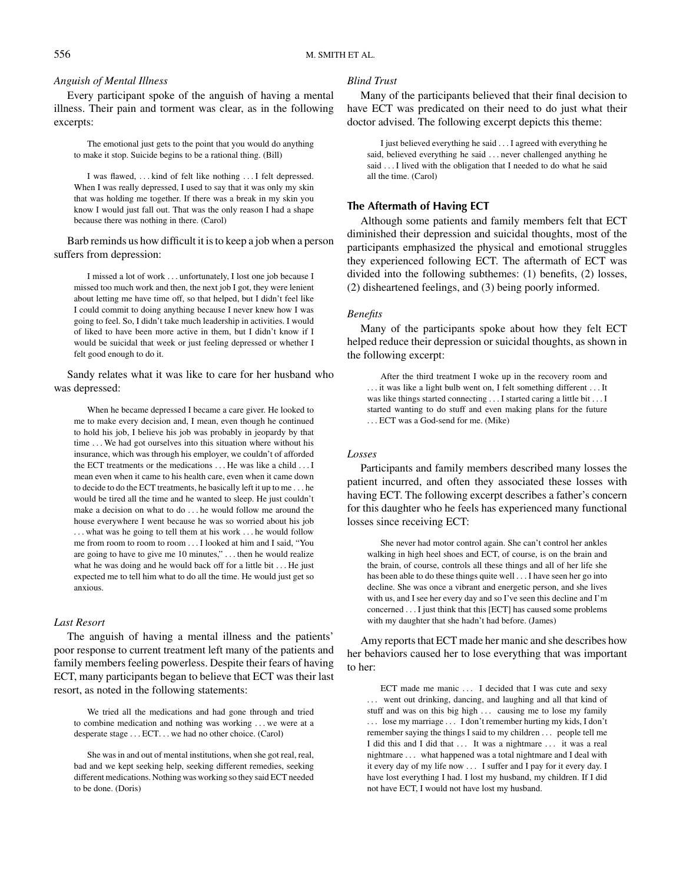### *Anguish of Mental Illness*

Every participant spoke of the anguish of having a mental illness. Their pain and torment was clear, as in the following excerpts:

> The emotional just gets to the point that you would do anything to make it stop. Suicide begins to be a rational thing. (Bill)

> I was flawed, . . . kind of felt like nothing . . . I felt depressed. When I was really depressed, I used to say that it was only my skin that was holding me together. If there was a break in my skin you know I would just fall out. That was the only reason I had a shape because there was nothing in there. (Carol)

Barb reminds us how difficult it is to keep a job when a person suffers from depression:

> I missed a lot of work . . . unfortunately, I lost one job because I missed too much work and then, the next job I got, they were lenient about letting me have time off, so that helped, but I didn't feel like I could commit to doing anything because I never knew how I was going to feel. So, I didn't take much leadership in activities. I would of liked to have been more active in them, but I didn't know if I would be suicidal that week or just feeling depressed or whether I felt good enough to do it.

Sandy relates what it was like to care for her husband who was depressed:

> When he became depressed I became a care giver. He looked to me to make every decision and, I mean, even though he continued to hold his job, I believe his job was probably in jeopardy by that time . . . We had got ourselves into this situation where without his insurance, which was through his employer, we couldn't of afforded the ECT treatments or the medications . . . He was like a child . . . I mean even when it came to his health care, even when it came down to decide to do the ECT treatments, he basically left it up to me . . . he would be tired all the time and he wanted to sleep. He just couldn't make a decision on what to do . . . he would follow me around the house everywhere I went because he was so worried about his job . . . what was he going to tell them at his work . . . he would follow me from room to room to room . . . I looked at him and I said, "You are going to have to give me 10 minutes," . . . then he would realize what he was doing and he would back off for a little bit . . . He just expected me to tell him what to do all the time. He would just get so anxious.

### *Last Resort*

The anguish of having a mental illness and the patients' poor response to current treatment left many of the patients and family members feeling powerless. Despite their fears of having ECT, many participants began to believe that ECT was their last resort, as noted in the following statements:

> We tried all the medications and had gone through and tried to combine medication and nothing was working . . . we were at a desperate stage . . . ECT. . . we had no other choice. (Carol)

> She was in and out of mental institutions, when she got real, real, bad and we kept seeking help, seeking different remedies, seeking different medications. Nothing was working so they said ECT needed to be done. (Doris)

### *Blind Trust*

Many of the participants believed that their final decision to have ECT was predicated on their need to do just what their doctor advised. The following excerpt depicts this theme:

> I just believed everything he said . . . I agreed with everything he said, believed everything he said . . . never challenged anything he said . . . I lived with the obligation that I needed to do what he said all the time. (Carol)

## The Aftermath of Having ECT

Although some patients and family members felt that ECT diminished their depression and suicidal thoughts, most of the participants emphasized the physical and emotional struggles they experienced following ECT. The aftermath of ECT was divided into the following subthemes: (1) benefits, (2) losses, (2) disheartened feelings, and (3) being poorly informed.

### *Benefits*

Many of the participants spoke about how they felt ECT helped reduce their depression or suicidal thoughts, as shown in the following excerpt:

> After the third treatment I woke up in the recovery room and . . . it was like a light bulb went on, I felt something different . . . It was like things started connecting . . . I started caring a little bit . . . I started wanting to do stuff and even making plans for the future . . . ECT was a God-send for me. (Mike)

### *Losses*

Participants and family members described many losses the patient incurred, and often they associated these losses with having ECT. The following excerpt describes a father's concern for this daughter who he feels has experienced many functional losses since receiving ECT:

> She never had motor control again. She can't control her ankles walking in high heel shoes and ECT, of course, is on the brain and the brain, of course, controls all these things and all of her life she has been able to do these things quite well . . . I have seen her go into decline. She was once a vibrant and energetic person, and she lives with us, and I see her every day and so I've seen this decline and I'm concerned . . . I just think that this [ECT] has caused some problems with my daughter that she hadn't had before. (James)

Amy reports that ECT made her manic and she describes how her behaviors caused her to lose everything that was important to her:

> ECT made me manic . . . I decided that I was cute and sexy . . . went out drinking, dancing, and laughing and all that kind of stuff and was on this big high . . . causing me to lose my family . . . lose my marriage . . . I don't remember hurting my kids, I don't remember saying the things I said to my children . . . people tell me I did this and I did that . . . It was a nightmare . . . it was a real nightmare . . . what happened was a total nightmare and I deal with it every day of my life now . . . I suffer and I pay for it every day. I have lost everything I had. I lost my husband, my children. If I did not have ECT, I would not have lost my husband.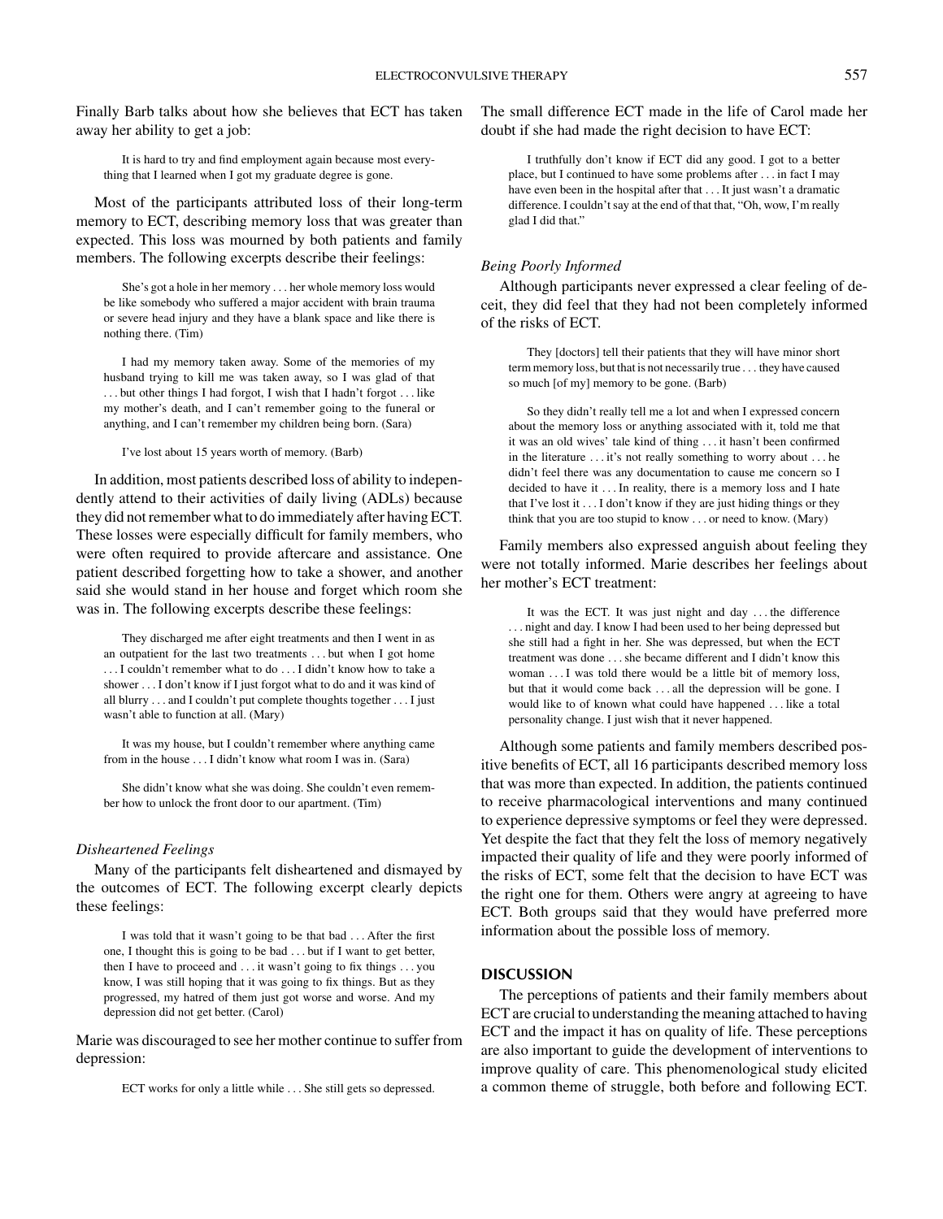Finally Barb talks about how she believes that ECT has taken away her ability to get a job:

> It is hard to try and find employment again because most everything that I learned when I got my graduate degree is gone.

Most of the participants attributed loss of their long-term memory to ECT, describing memory loss that was greater than expected. This loss was mourned by both patients and family members. The following excerpts describe their feelings:

> She's got a hole in her memory . . . her whole memory loss would be like somebody who suffered a major accident with brain trauma or severe head injury and they have a blank space and like there is nothing there. (Tim)

> I had my memory taken away. Some of the memories of my husband trying to kill me was taken away, so I was glad of that . . . but other things I had forgot, I wish that I hadn't forgot . . . like my mother's death, and I can't remember going to the funeral or anything, and I can't remember my children being born. (Sara)

> I've lost about 15 years worth of memory. (Barb)

In addition, most patients described loss of ability to independently attend to their activities of daily living (ADLs) because they did not remember what to do immediately after having ECT. These losses were especially difficult for family members, who were often required to provide aftercare and assistance. One patient described forgetting how to take a shower, and another said she would stand in her house and forget which room she was in. The following excerpts describe these feelings:

> They discharged me after eight treatments and then I went in as an outpatient for the last two treatments . . . but when I got home . . . I couldn't remember what to do . . . I didn't know how to take a shower . . . I don't know if I just forgot what to do and it was kind of all blurry . . . and I couldn't put complete thoughts together . . . I just wasn't able to function at all. (Mary)

> It was my house, but I couldn't remember where anything came from in the house . . . I didn't know what room I was in. (Sara)

> She didn't know what she was doing. She couldn't even remember how to unlock the front door to our apartment. (Tim)

*Disheartened Feelings*

Many of the participants felt disheartened and dismayed by the outcomes of ECT. The following excerpt clearly depicts these feelings:

> I was told that it wasn't going to be that bad . . . After the first one, I thought this is going to be bad . . . but if I want to get better, then I have to proceed and . . . it wasn't going to fix things . . . you know, I was still hoping that it was going to fix things. But as they progressed, my hatred of them just got worse and worse. And my depression did not get better. (Carol)

Marie was discouraged to see her mother continue to suffer from depression:

> ECT works for only a little while . . . She still gets so depressed.

The small difference ECT made in the life of Carol made her doubt if she had made the right decision to have ECT:

> I truthfully don't know if ECT did any good. I got to a better place, but I continued to have some problems after . . . in fact I may have even been in the hospital after that . . . It just wasn't a dramatic difference. I couldn't say at the end of that that, "Oh, wow, I'm really glad I did that."

*Being Poorly Informed*

Although participants never expressed a clear feeling of deceit, they did feel that they had not been completely informed of the risks of ECT.

> They [doctors] tell their patients that they will have minor short term memory loss, but that is not necessarily true . . . they have caused so much [of my] memory to be gone. (Barb)

> So they didn't really tell me a lot and when I expressed concern about the memory loss or anything associated with it, told me that it was an old wives' tale kind of thing . . . it hasn't been confirmed in the literature . . . it's not really something to worry about . . . he didn't feel there was any documentation to cause me concern so I decided to have it . . . In reality, there is a memory loss and I hate that I've lost it . . . I don't know if they are just hiding things or they think that you are too stupid to know . . . or need to know. (Mary)

Family members also expressed anguish about feeling they were not totally informed. Marie describes her feelings about her mother's ECT treatment:

> It was the ECT. It was just night and day . . . the difference . . . night and day. I know I had been used to her being depressed but she still had a fight in her. She was depressed, but when the ECT treatment was done . . . she became different and I didn't know this woman . . . I was told there would be a little bit of memory loss, but that it would come back . . . all the depression will be gone. I would like to of known what could have happened . . . like a total personality change. I just wish that it never happened.

Although some patients and family members described positive benefits of ECT, all 16 participants described memory loss that was more than expected. In addition, the patients continued to receive pharmacological interventions and many continued to experience depressive symptoms or feel they were depressed. Yet despite the fact that they felt the loss of memory negatively impacted their quality of life and they were poorly informed of the risks of ECT, some felt that the decision to have ECT was the right one for them. Others were angry at agreeing to have ECT. Both groups said that they would have preferred more information about the possible loss of memory.

## DISCUSSION

The perceptions of patients and their family members about ECT are crucial to understanding the meaning attached to having ECT and the impact it has on quality of life. These perceptions are also important to guide the development of interventions to improve quality of care. This phenomenological study elicited a common theme of struggle, both before and following ECT.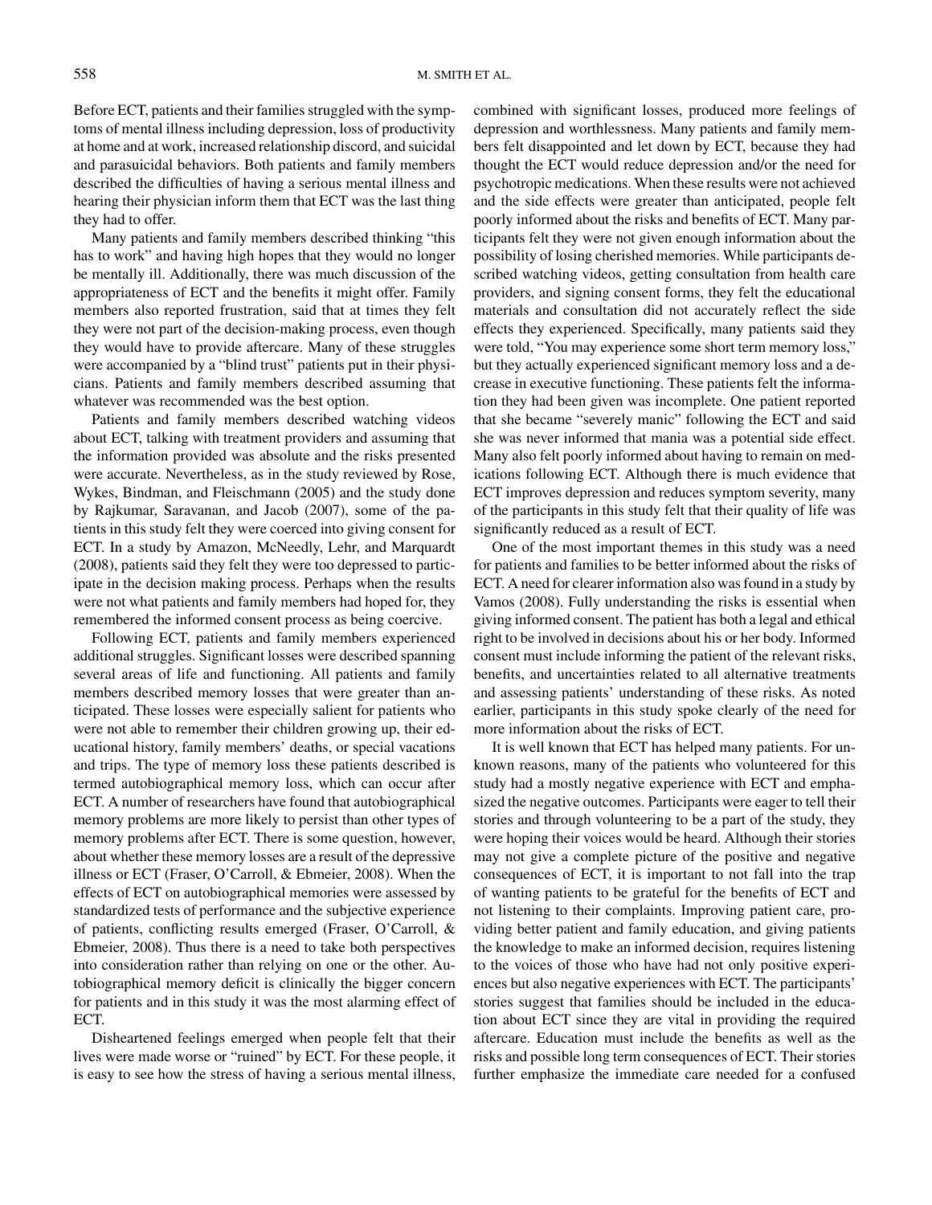Before ECT, patients and their families struggled with the symptoms of mental illness including depression, loss of productivity at home and at work, increased relationship discord, and suicidal and parasuicidal behaviors. Both patients and family members described the difficulties of having a serious mental illness and hearing their physician inform them that ECT was the last thing they had to offer.

Many patients and family members described thinking "this has to work" and having high hopes that they would no longer be mentally ill. Additionally, there was much discussion of the appropriateness of ECT and the benefits it might offer. Family members also reported frustration, said that at times they felt they were not part of the decision-making process, even though they would have to provide aftercare. Many of these struggles were accompanied by a "blind trust" patients put in their physicians. Patients and family members described assuming that whatever was recommended was the best option.

Patients and family members described watching videos about ECT, talking with treatment providers and assuming that the information provided was absolute and the risks presented were accurate. Nevertheless, as in the study reviewed by Rose, Wykes, Bindman, and Fleischmann (2005) and the study done by Rajkumar, Saravanan, and Jacob (2007), some of the patients in this study felt they were coerced into giving consent for ECT. In a study by Amazon, McNeedly, Lehr, and Marquardt (2008), patients said they felt they were too depressed to participate in the decision making process. Perhaps when the results were not what patients and family members had hoped for, they remembered the informed consent process as being coercive.

Following ECT, patients and family members experienced additional struggles. Significant losses were described spanning several areas of life and functioning. All patients and family members described memory losses that were greater than anticipated. These losses were especially salient for patients who were not able to remember their children growing up, their educational history, family members' deaths, or special vacations and trips. The type of memory loss these patients described is termed autobiographical memory loss, which can occur after ECT. A number of researchers have found that autobiographical memory problems are more likely to persist than other types of memory problems after ECT. There is some question, however, about whether these memory losses are a result of the depressive illness or ECT (Fraser, O'Carroll, & Ebmeier, 2008). When the effects of ECT on autobiographical memories were assessed by standardized tests of performance and the subjective experience of patients, conflicting results emerged (Fraser, O'Carroll, & Ebmeier, 2008). Thus there is a need to take both perspectives into consideration rather than relying on one or the other. Autobiographical memory deficit is clinically the bigger concern for patients and in this study it was the most alarming effect of ECT.

Disheartened feelings emerged when people felt that their lives were made worse or "ruined" by ECT. For these people, it is easy to see how the stress of having a serious mental illness, combined with significant losses, produced more feelings of depression and worthlessness. Many patients and family members felt disappointed and let down by ECT, because they had thought the ECT would reduce depression and/or the need for psychotropic medications. When these results were not achieved and the side effects were greater than anticipated, people felt poorly informed about the risks and benefits of ECT. Many participants felt they were not given enough information about the possibility of losing cherished memories. While participants described watching videos, getting consultation from health care providers, and signing consent forms, they felt the educational materials and consultation did not accurately reflect the side effects they experienced. Specifically, many patients said they were told, "You may experience some short term memory loss," but they actually experienced significant memory loss and a decrease in executive functioning. These patients felt the information they had been given was incomplete. One patient reported that she became "severely manic" following the ECT and said she was never informed that mania was a potential side effect. Many also felt poorly informed about having to remain on medications following ECT. Although there is much evidence that ECT improves depression and reduces symptom severity, many of the participants in this study felt that their quality of life was significantly reduced as a result of ECT.

One of the most important themes in this study was a need for patients and families to be better informed about the risks of ECT. A need for clearer information also was found in a study by Vamos (2008). Fully understanding the risks is essential when giving informed consent. The patient has both a legal and ethical right to be involved in decisions about his or her body. Informed consent must include informing the patient of the relevant risks, benefits, and uncertainties related to all alternative treatments and assessing patients' understanding of these risks. As noted earlier, participants in this study spoke clearly of the need for more information about the risks of ECT.

It is well known that ECT has helped many patients. For unknown reasons, many of the patients who volunteered for this study had a mostly negative experience with ECT and emphasized the negative outcomes. Participants were eager to tell their stories and through volunteering to be a part of the study, they were hoping their voices would be heard. Although their stories may not give a complete picture of the positive and negative consequences of ECT, it is important to not fall into the trap of wanting patients to be grateful for the benefits of ECT and not listening to their complaints. Improving patient care, providing better patient and family education, and giving patients the knowledge to make an informed decision, requires listening to the voices of those who have had not only positive experiences but also negative experiences with ECT. The participants' stories suggest that families should be included in the education about ECT since they are vital in providing the required aftercare. Education must include the benefits as well as the risks and possible long term consequences of ECT. Their stories further emphasize the immediate care needed for a confused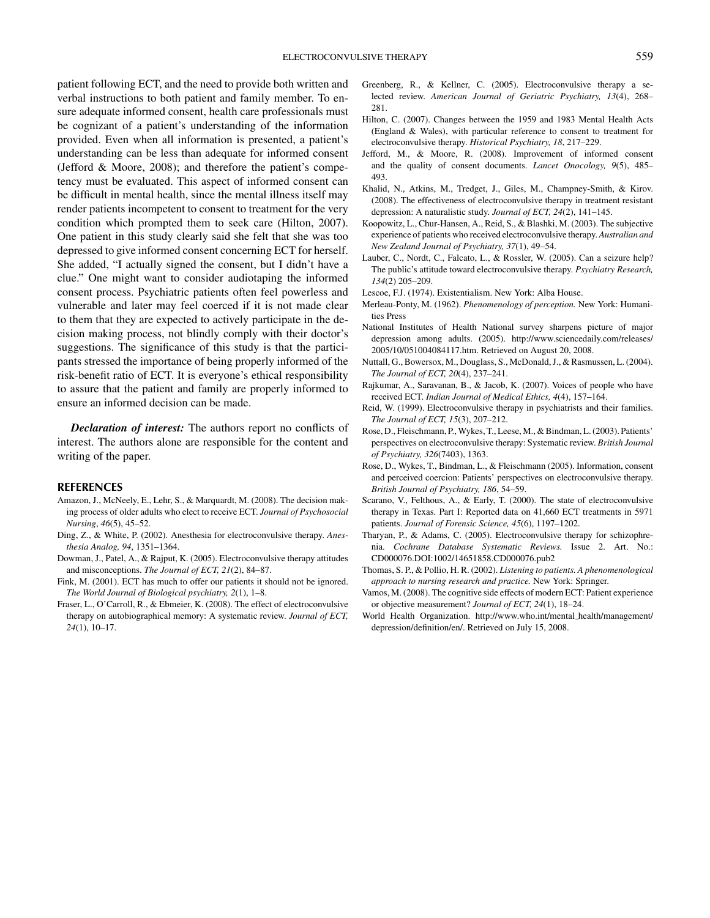patient following ECT, and the need to provide both written and verbal instructions to both patient and family member. To ensure adequate informed consent, health care professionals must be cognizant of a patient's understanding of the information provided. Even when all information is presented, a patient's understanding can be less than adequate for informed consent (Jefford & Moore, 2008); and therefore the patient's competency must be evaluated. This aspect of informed consent can be difficult in mental health, since the mental illness itself may render patients incompetent to consent to treatment for the very condition which prompted them to seek care (Hilton, 2007). One patient in this study clearly said she felt that she was too depressed to give informed consent concerning ECT for herself. She added, "I actually signed the consent, but I didn't have a clue." One might want to consider audiotaping the informed consent process. Psychiatric patients often feel powerless and vulnerable and later may feel coerced if it is not made clear to them that they are expected to actively participate in the decision making process, not blindly comply with their doctor's suggestions. The significance of this study is that the participants stressed the importance of being properly informed of the risk-benefit ratio of ECT. It is everyone's ethical responsibility to assure that the patient and family are properly informed to ensure an informed decision can be made.

***Declaration of interest:*** The authors report no conflicts of interest. The authors alone are responsible for the content and writing of the paper.

## REFERENCES

Amazon, J., McNeely, E., Lehr, S., & Marquardt, M. (2008). The decision making process of older adults who elect to receive ECT. *Journal of Psychosocial Nursing*, *46*(5), 45–52.

Ding, Z., & White, P. (2002). Anesthesia for electroconvulsive therapy. *Anesthesia Analog, 94*, 1351–1364.

Dowman, J., Patel, A., & Rajput, K. (2005). Electroconvulsive therapy attitudes and misconceptions. *The Journal of ECT, 21*(2), 84–87.

Fink, M. (2001). ECT has much to offer our patients it should not be ignored. *The World Journal of Biological psychiatry, 2*(1), 1–8.

Fraser, L., O'Carroll, R., & Ebmeier, K. (2008). The effect of electroconvulsive therapy on autobiographical memory: A systematic review. *Journal of ECT, 24*(1), 10–17.

Greenberg, R., & Kellner, C. (2005). Electroconvulsive therapy a selected review. *American Journal of Geriatric Psychiatry, 13*(4), 268–281.

Hilton, C. (2007). Changes between the 1959 and 1983 Mental Health Acts (England & Wales), with particular reference to consent to treatment for electroconvulsive therapy. *Historical Psychiatry, 18*, 217–229.

Jefford, M., & Moore, R. (2008). Improvement of informed consent and the quality of consent documents. *Lancet Onocology, 9*(5), 485–493.

Khalid, N., Atkins, M., Tredget, J., Giles, M., Champney-Smith, & Kirov. (2008). The effectiveness of electroconvulsive therapy in treatment resistant depression: A naturalistic study. *Journal of ECT, 24*(2), 141–145.

Koopowitz, L., Chur-Hansen, A., Reid, S., & Blashki, M. (2003). The subjective experience of patients who received electroconvulsive therapy. *Australian and New Zealand Journal of Psychiatry, 37*(1), 49–54.

Lauber, C., Nordt, C., Falcato, L., & Rossler, W. (2005). Can a seizure help? The public's attitude toward electroconvulsive therapy. *Psychiatry Research, 134*(2) 205–209.

Lescoe, F.J. (1974). Existentialism. New York: Alba House.

Merleau-Ponty, M. (1962). *Phenomenology of perception.* New York: Humanities Press

National Institutes of Health National survey sharpens picture of major depression among adults. (2005). http://www.sciencedaily.com/releases/2005/10/051004084117.htm. Retrieved on August 20, 2008.

Nuttall, G., Bowersox, M., Douglass, S., McDonald, J., & Rasmussen, L. (2004). *The Journal of ECT, 20*(4), 237–241.

Rajkumar, A., Saravanan, B., & Jacob, K. (2007). Voices of people who have received ECT. *Indian Journal of Medical Ethics, 4*(4), 157–164.

Reid, W. (1999). Electroconvulsive therapy in psychiatrists and their families. *The Journal of ECT, 15*(3), 207–212.

Rose, D., Fleischmann, P., Wykes, T., Leese, M., & Bindman, L. (2003). Patients' perspectives on electroconvulsive therapy: Systematic review. *British Journal of Psychiatry, 326*(7403), 1363.

Rose, D., Wykes, T., Bindman, L., & Fleischmann (2005). Information, consent and perceived coercion: Patients' perspectives on electroconvulsive therapy. *British Journal of Psychiatry, 186*, 54–59.

Scarano, V., Felthous, A., & Early, T. (2000). The state of electroconvulsive therapy in Texas. Part I: Reported data on 41,660 ECT treatments in 5971 patients. *Journal of Forensic Science, 45*(6), 1197–1202.

Tharyan, P., & Adams, C. (2005). Electroconvulsive therapy for schizophrenia. *Cochrane Database Systematic Reviews.* Issue 2. Art. No.: CD000076.DOI:1002/14651858.CD000076.pub2

Thomas, S. P., & Pollio, H. R. (2002). *Listening to patients. A phenomenological approach to nursing research and practice.* New York: Springer.

Vamos, M. (2008). The cognitive side effects of modern ECT: Patient experience or objective measurement? *Journal of ECT, 24*(1), 18–24.

World Health Organization. http://www.who.int/mental_health/management/depression/definition/en/. Retrieved on July 15, 2008.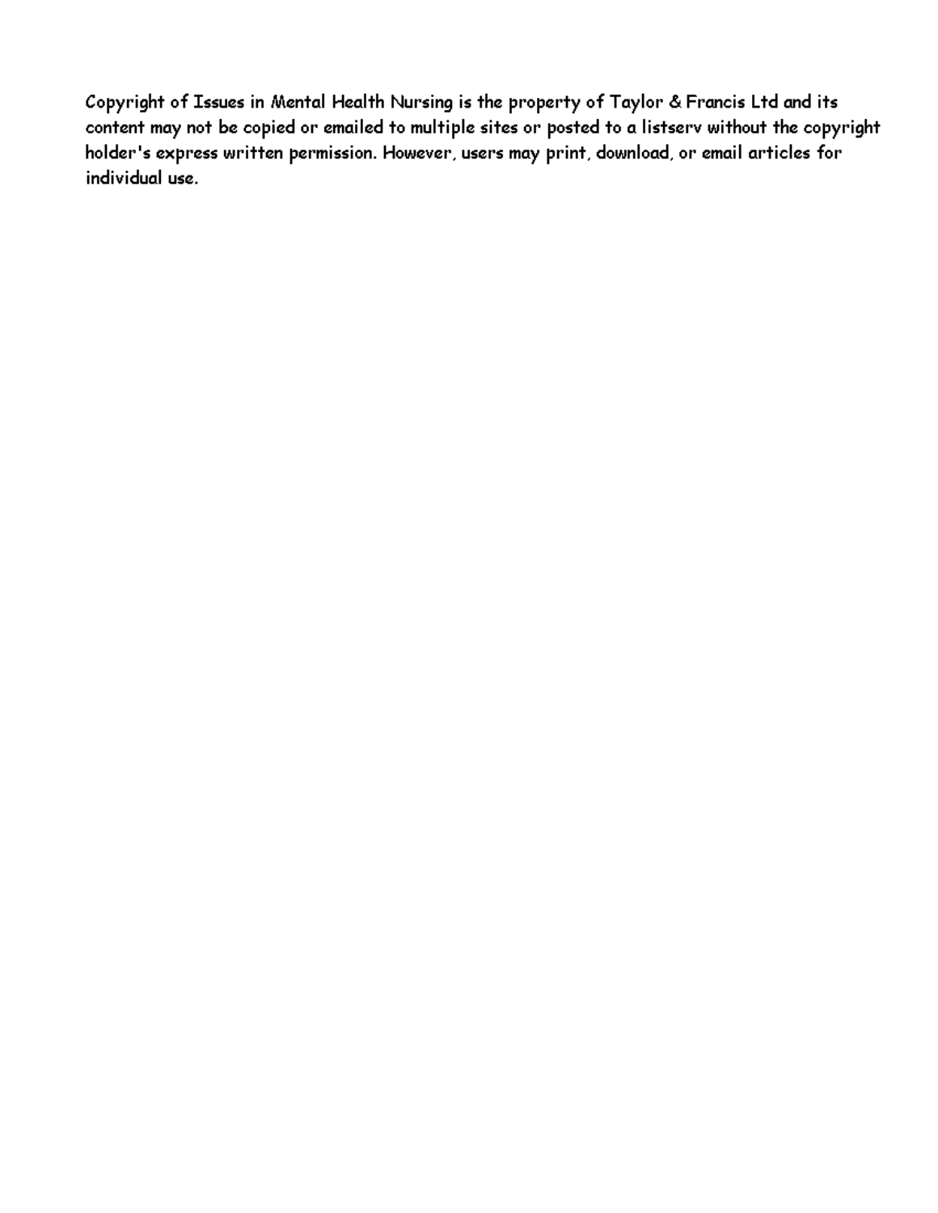Copyright of Issues in Mental Health Nursing is the property of Taylor & Francis Ltd and its content may not be copied or emailed to multiple sites or posted to a listserv without the copyright holder's express written permission. However, users may print, download, or email articles for individual use.